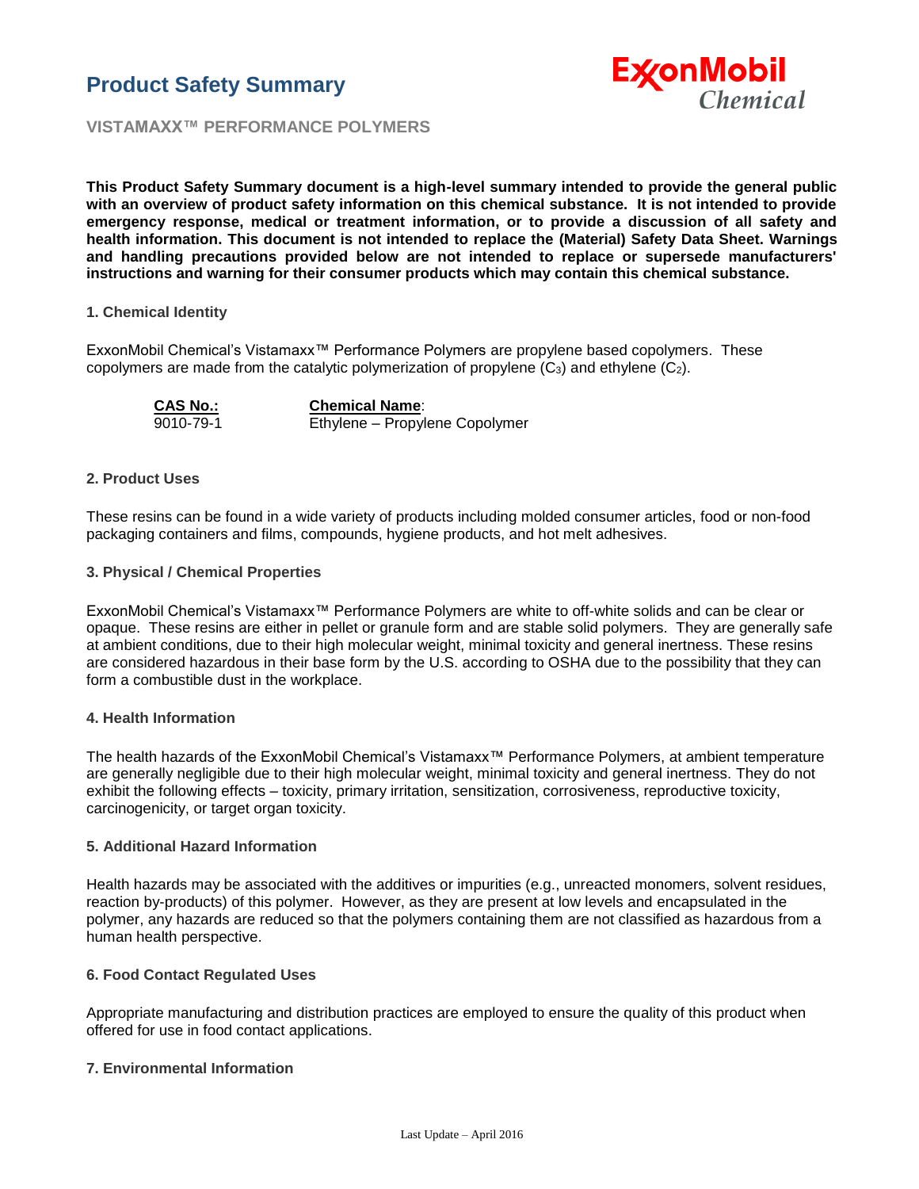# Product Safety Summary

ExxonMobil Chemical

## VISTAMAXX™ PERFORMANCE POLYMERS

**This Product Safety Summary document is a high-level summary intended to provide the general public with an overview of product safety information on this chemical substance. It is not intended to provide emergency response, medical or treatment information, or to provide a discussion of all safety and health information. This document is not intended to replace the (Material) Safety Data Sheet. Warnings and handling precautions provided below are not intended to replace or supersede manufacturers' instructions and warning for their consumer products which may contain this chemical substance.**

### 1. Chemical Identity

ExxonMobil Chemical's Vistamaxx™ Performance Polymers are propylene based copolymers. These copolymers are made from the catalytic polymerization of propylene ($C_3$) and ethylene ($C_2$).

| **CAS No.:** | **Chemical Name**: |
| --- | --- |
| 9010-79-1 | Ethylene – Propylene Copolymer |

### 2. Product Uses

These resins can be found in a wide variety of products including molded consumer articles, food or non-food packaging containers and films, compounds, hygiene products, and hot melt adhesives.

### 3. Physical / Chemical Properties

ExxonMobil Chemical's Vistamaxx™ Performance Polymers are white to off-white solids and can be clear or opaque. These resins are either in pellet or granule form and are stable solid polymers. They are generally safe at ambient conditions, due to their high molecular weight, minimal toxicity and general inertness. These resins are considered hazardous in their base form by the U.S. according to OSHA due to the possibility that they can form a combustible dust in the workplace.

### 4. Health Information

The health hazards of the ExxonMobil Chemical's Vistamaxx™ Performance Polymers, at ambient temperature are generally negligible due to their high molecular weight, minimal toxicity and general inertness. They do not exhibit the following effects – toxicity, primary irritation, sensitization, corrosiveness, reproductive toxicity, carcinogenicity, or target organ toxicity.

### 5. Additional Hazard Information

Health hazards may be associated with the additives or impurities (e.g., unreacted monomers, solvent residues, reaction by-products) of this polymer. However, as they are present at low levels and encapsulated in the polymer, any hazards are reduced so that the polymers containing them are not classified as hazardous from a human health perspective.

### 6. Food Contact Regulated Uses

Appropriate manufacturing and distribution practices are employed to ensure the quality of this product when offered for use in food contact applications.

### 7. Environmental Information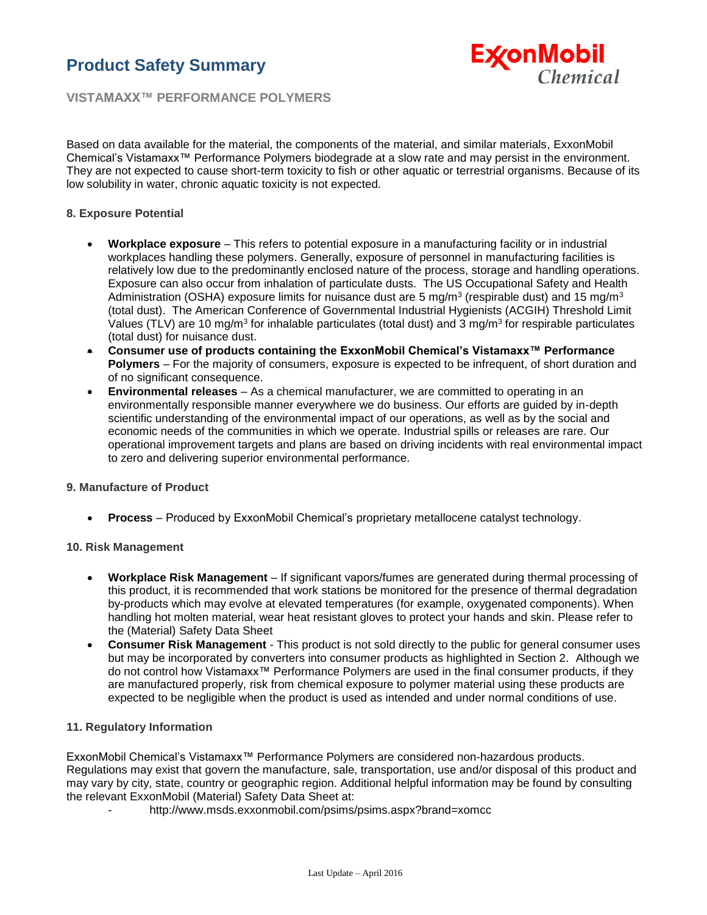Based on data available for the material, the components of the material, and similar materials, ExxonMobil Chemical's Vistamaxx™ Performance Polymers biodegrade at a slow rate and may persist in the environment. They are not expected to cause short-term toxicity to fish or other aquatic or terrestrial organisms. Because of its low solubility in water, chronic aquatic toxicity is not expected.

#### 8. Exposure Potential

- **Workplace exposure** – This refers to potential exposure in a manufacturing facility or in industrial workplaces handling these polymers. Generally, exposure of personnel in manufacturing facilities is relatively low due to the predominantly enclosed nature of the process, storage and handling operations. Exposure can also occur from inhalation of particulate dusts. The US Occupational Safety and Health Administration (OSHA) exposure limits for nuisance dust are 5 $mg/m^3$ (respirable dust) and 15 $mg/m^3$ (total dust). The American Conference of Governmental Industrial Hygienists (ACGIH) Threshold Limit Values (TLV) are 10 $mg/m^3$ for inhalable particulates (total dust) and 3 $mg/m^3$ for respirable particulates (total dust) for nuisance dust.
- **Consumer use of products containing the ExxonMobil Chemical's Vistamaxx™ Performance Polymers** – For the majority of consumers, exposure is expected to be infrequent, of short duration and of no significant consequence.
- **Environmental releases** – As a chemical manufacturer, we are committed to operating in an environmentally responsible manner everywhere we do business. Our efforts are guided by in-depth scientific understanding of the environmental impact of our operations, as well as by the social and economic needs of the communities in which we operate. Industrial spills or releases are rare. Our operational improvement targets and plans are based on driving incidents with real environmental impact to zero and delivering superior environmental performance.

#### 9. Manufacture of Product

- **Process** – Produced by ExxonMobil Chemical's proprietary metallocene catalyst technology.

#### 10. Risk Management

- **Workplace Risk Management** – If significant vapors/fumes are generated during thermal processing of this product, it is recommended that work stations be monitored for the presence of thermal degradation by-products which may evolve at elevated temperatures (for example, oxygenated components). When handling hot molten material, wear heat resistant gloves to protect your hands and skin. Please refer to the (Material) Safety Data Sheet
- **Consumer Risk Management** - This product is not sold directly to the public for general consumer uses but may be incorporated by converters into consumer products as highlighted in Section 2. Although we do not control how Vistamaxx™ Performance Polymers are used in the final consumer products, if they are manufactured properly, risk from chemical exposure to polymer material using these products are expected to be negligible when the product is used as intended and under normal conditions of use.

#### 11. Regulatory Information

ExxonMobil Chemical's Vistamaxx™ Performance Polymers are considered non-hazardous products. Regulations may exist that govern the manufacture, sale, transportation, use and/or disposal of this product and may vary by city, state, country or geographic region. Additional helpful information may be found by consulting the relevant ExxonMobil (Material) Safety Data Sheet at:

- http://www.msds.exxonmobil.com/psims/psims.aspx?brand=xomcc

Last Update – April 2016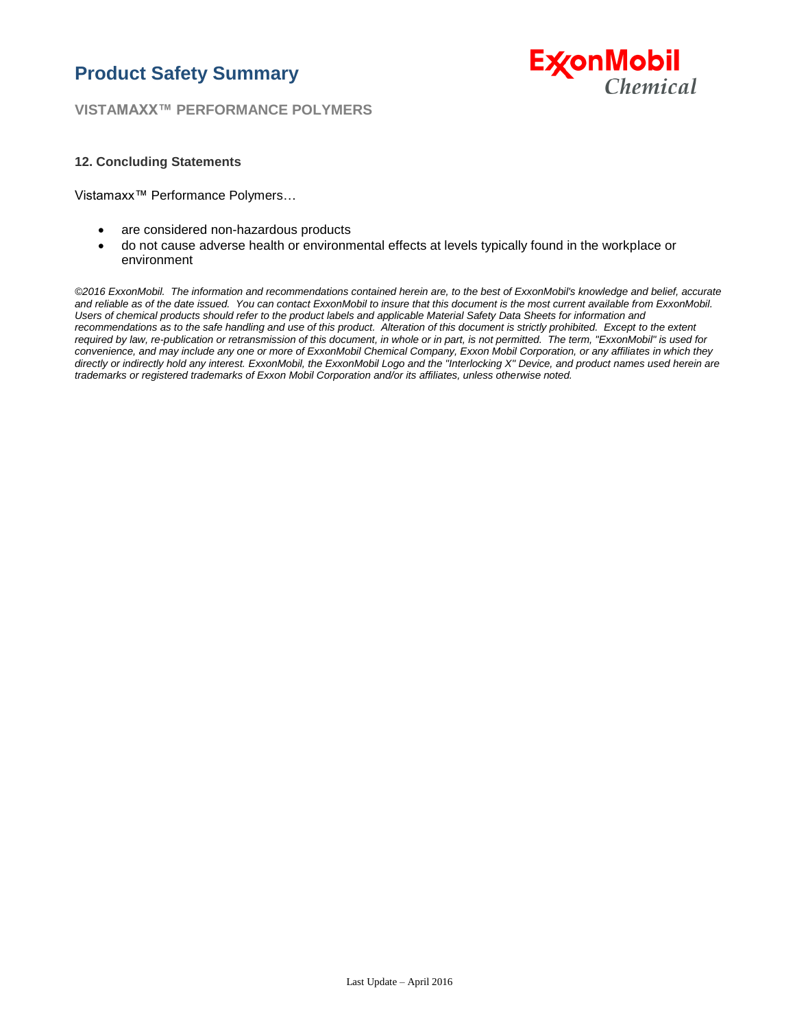## 12. Concluding Statements

Vistamaxx™ Performance Polymers…

- are considered non-hazardous products
- do not cause adverse health or environmental effects at levels typically found in the workplace or environment

*©2016 ExxonMobil. The information and recommendations contained herein are, to the best of ExxonMobil's knowledge and belief, accurate and reliable as of the date issued. You can contact ExxonMobil to insure that this document is the most current available from ExxonMobil. Users of chemical products should refer to the product labels and applicable Material Safety Data Sheets for information and recommendations as to the safe handling and use of this product. Alteration of this document is strictly prohibited. Except to the extent required by law, re-publication or retransmission of this document, in whole or in part, is not permitted. The term, "ExxonMobil" is used for convenience, and may include any one or more of ExxonMobil Chemical Company, Exxon Mobil Corporation, or any affiliates in which they directly or indirectly hold any interest. ExxonMobil, the ExxonMobil Logo and the "Interlocking X" Device, and product names used herein are trademarks or registered trademarks of Exxon Mobil Corporation and/or its affiliates, unless otherwise noted.*